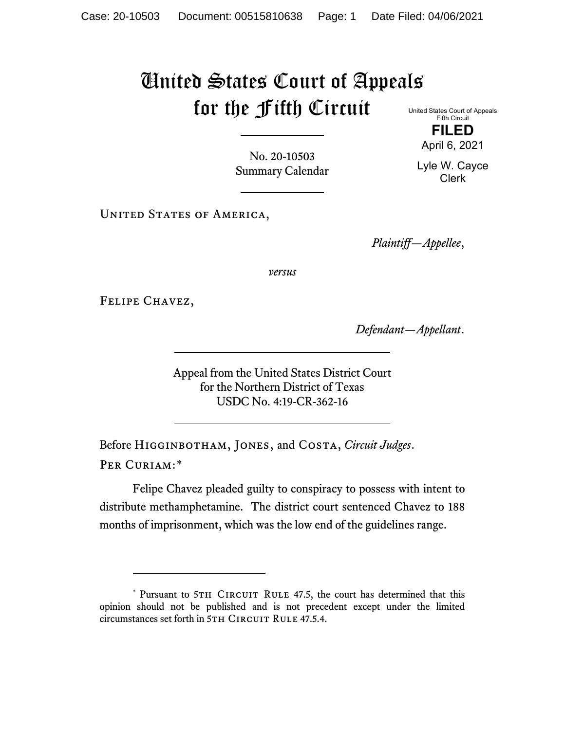# United States Court of Appeals for the Fifth Circuit

United States Court of Appeals
Fifth Circuit

**FILED**

April 6, 2021

Lyle W. Cayce
Clerk

No. 20-10503
Summary Calendar

United States of America,

*Plaintiff—Appellee*,

*versus*

Felipe Chavez,

*Defendant—Appellant*.

Appeal from the United States District Court
for the Northern District of Texas
USDC No. 4:19-CR-362-16

Before Higginbotham, Jones, and Costa, *Circuit Judges*.

Per Curiam:*

Felipe Chavez pleaded guilty to conspiracy to possess with intent to distribute methamphetamine. The district court sentenced Chavez to 188 months of imprisonment, which was the low end of the guidelines range.

---

\* Pursuant to 5th Circuit Rule 47.5, the court has determined that this opinion should not be published and is not precedent except under the limited circumstances set forth in 5th Circuit Rule 47.5.4.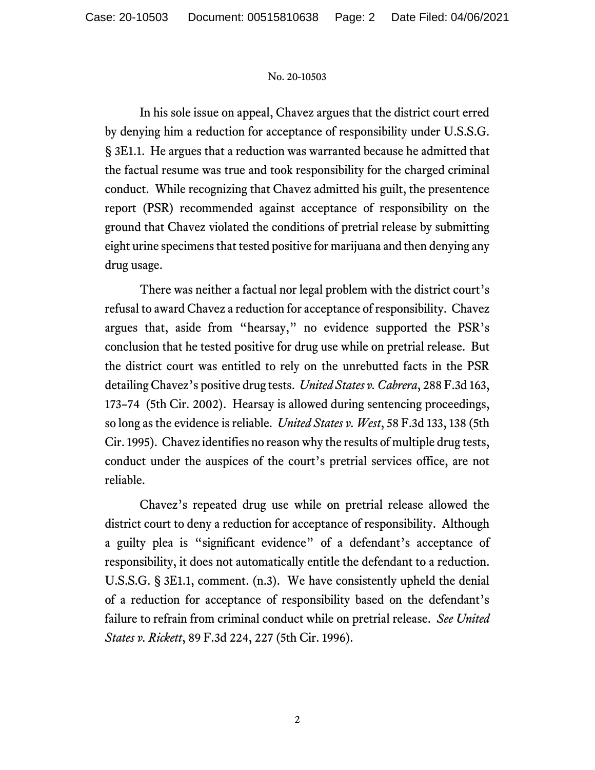In his sole issue on appeal, Chavez argues that the district court erred by denying him a reduction for acceptance of responsibility under U.S.S.G. § 3E1.1. He argues that a reduction was warranted because he admitted that the factual resume was true and took responsibility for the charged criminal conduct. While recognizing that Chavez admitted his guilt, the presentence report (PSR) recommended against acceptance of responsibility on the ground that Chavez violated the conditions of pretrial release by submitting eight urine specimens that tested positive for marijuana and then denying any drug usage.

There was neither a factual nor legal problem with the district court's refusal to award Chavez a reduction for acceptance of responsibility. Chavez argues that, aside from "hearsay," no evidence supported the PSR's conclusion that he tested positive for drug use while on pretrial release. But the district court was entitled to rely on the unrebutted facts in the PSR detailing Chavez's positive drug tests. *United States v. Cabrera*, 288 F.3d 163, 173–74 (5th Cir. 2002). Hearsay is allowed during sentencing proceedings, so long as the evidence is reliable. *United States v. West*, 58 F.3d 133, 138 (5th Cir. 1995). Chavez identifies no reason why the results of multiple drug tests, conduct under the auspices of the court's pretrial services office, are not reliable.

Chavez's repeated drug use while on pretrial release allowed the district court to deny a reduction for acceptance of responsibility. Although a guilty plea is "significant evidence" of a defendant's acceptance of responsibility, it does not automatically entitle the defendant to a reduction. U.S.S.G. § 3E1.1, comment. (n.3). We have consistently upheld the denial of a reduction for acceptance of responsibility based on the defendant's failure to refrain from criminal conduct while on pretrial release. *See United States v. Rickett*, 89 F.3d 224, 227 (5th Cir. 1996).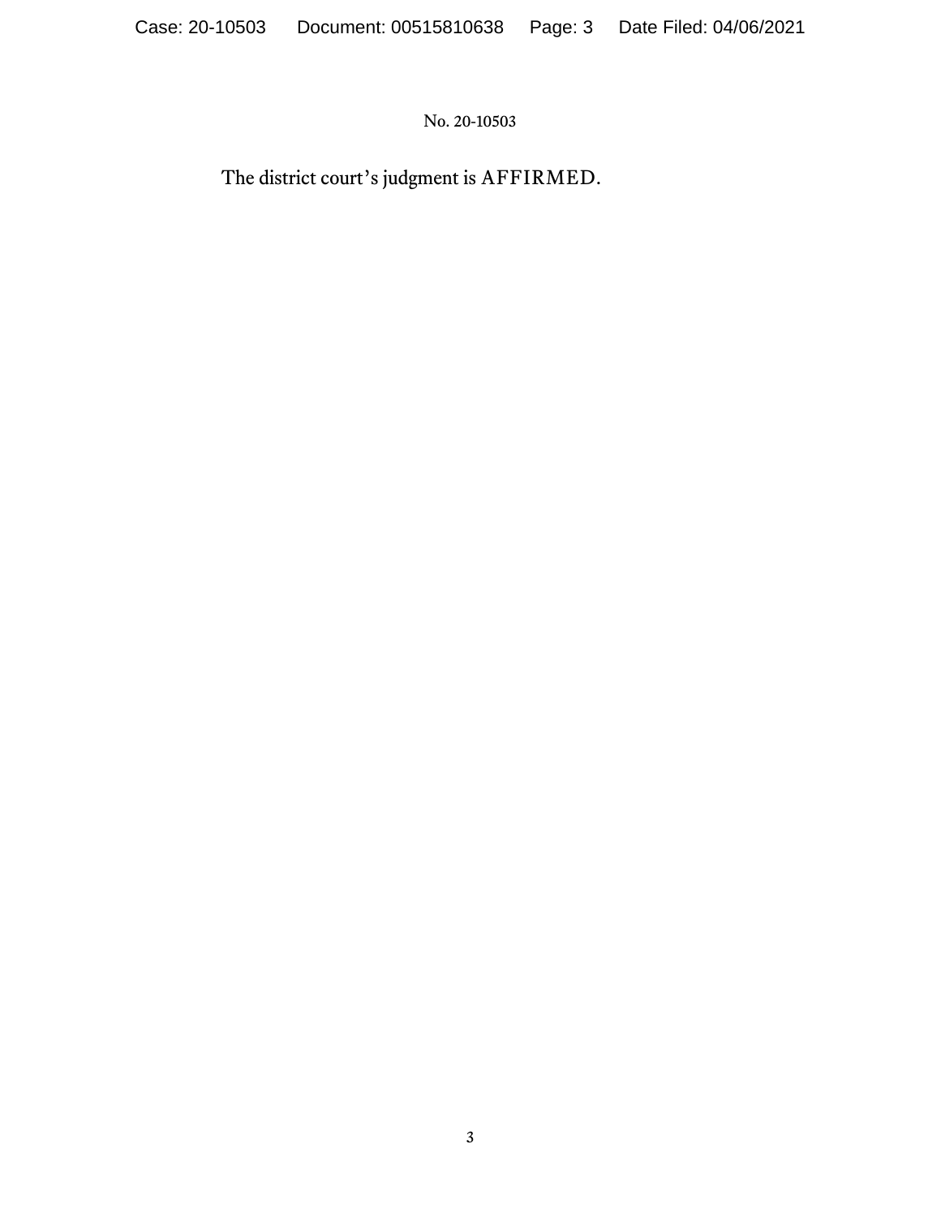The district court's judgment is AFFIRMED.